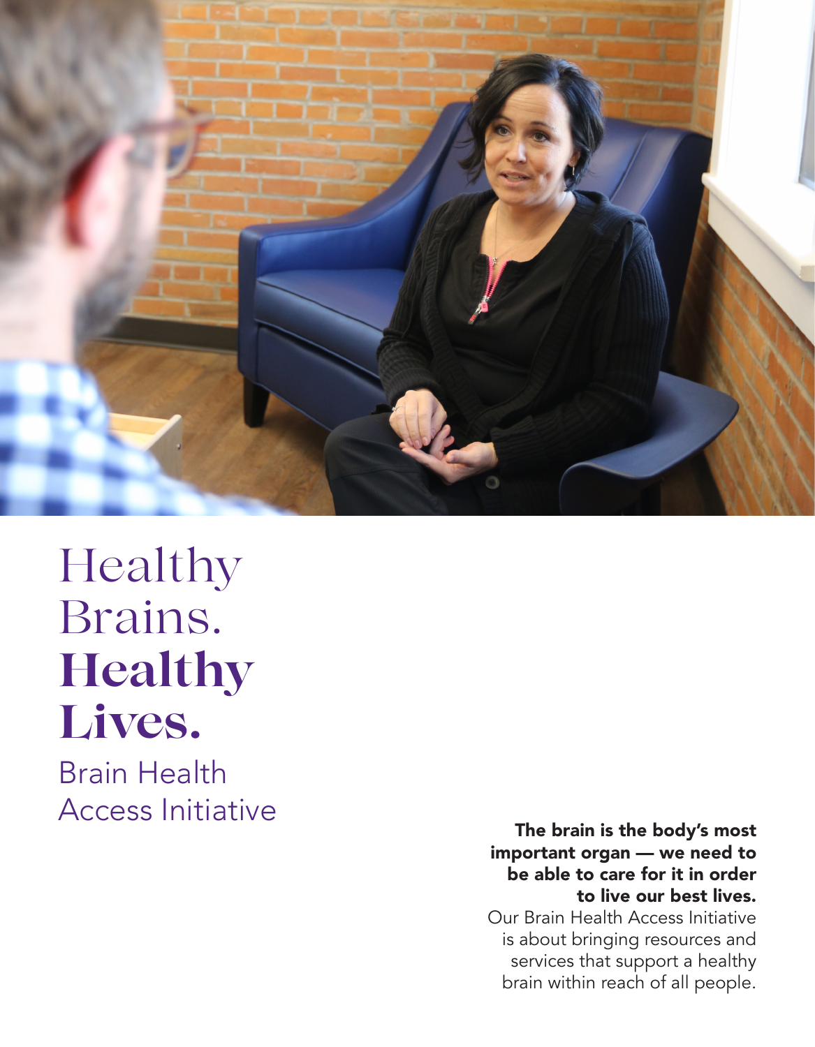# Healthy Brains. **Healthy Lives.**

## Brain Health Access Initiative

**The brain is the body's most important organ — we need to be able to care for it in order to live our best lives.**

Our Brain Health Access Initiative is about bringing resources and services that support a healthy brain within reach of all people.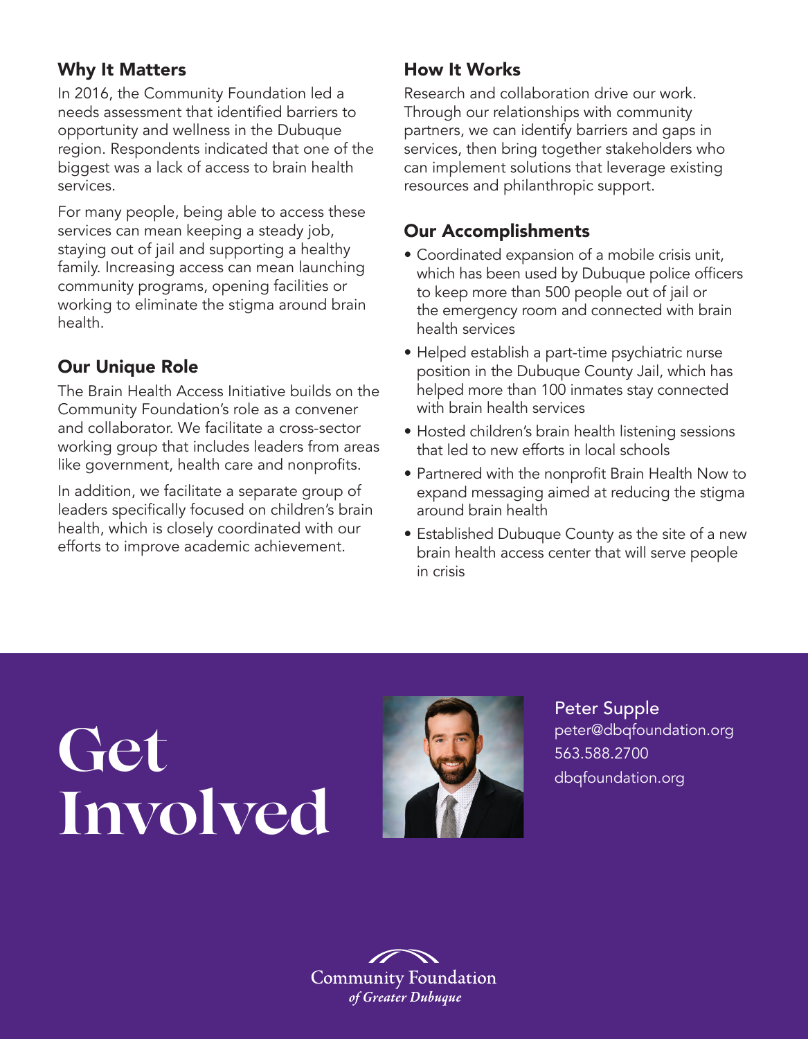## Why It Matters

In 2016, the Community Foundation led a needs assessment that identified barriers to opportunity and wellness in the Dubuque region. Respondents indicated that one of the biggest was a lack of access to brain health services.

For many people, being able to access these services can mean keeping a steady job, staying out of jail and supporting a healthy family. Increasing access can mean launching community programs, opening facilities or working to eliminate the stigma around brain health.

## Our Unique Role

The Brain Health Access Initiative builds on the Community Foundation's role as a convener and collaborator. We facilitate a cross-sector working group that includes leaders from areas like government, health care and nonprofits.

In addition, we facilitate a separate group of leaders specifically focused on children's brain health, which is closely coordinated with our efforts to improve academic achievement.

## How It Works

Research and collaboration drive our work. Through our relationships with community partners, we can identify barriers and gaps in services, then bring together stakeholders who can implement solutions that leverage existing resources and philanthropic support.

## Our Accomplishments

- Coordinated expansion of a mobile crisis unit, which has been used by Dubuque police officers to keep more than 500 people out of jail or the emergency room and connected with brain health services
- Helped establish a part-time psychiatric nurse position in the Dubuque County Jail, which has helped more than 100 inmates stay connected with brain health services
- Hosted children's brain health listening sessions that led to new efforts in local schools
- Partnered with the nonprofit Brain Health Now to expand messaging aimed at reducing the stigma around brain health
- Established Dubuque County as the site of a new brain health access center that will serve people in crisis

# Get Involved

Peter Supple
peter@dbqfoundation.org
563.588.2700
dbqfoundation.org

Community Foundation
*of Greater Dubuque*